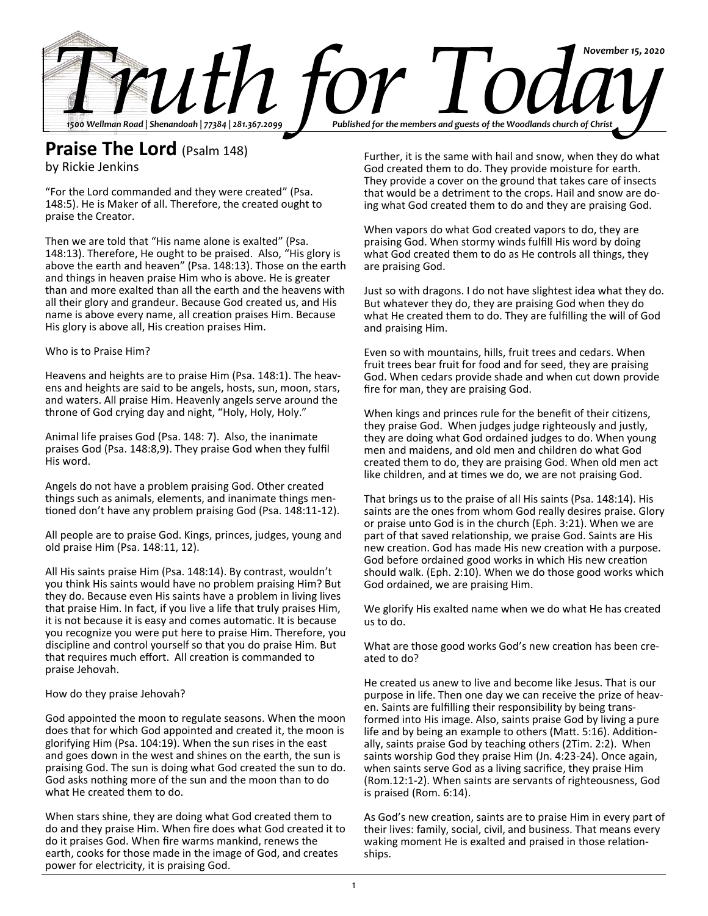# Truth for Today

November 15, 2020

1500 Wellman Road | Shenandoah | 77384 | 281.367.2099

Published for the members and guests of the Woodlands church of Christ

## Praise The Lord (Psalm 148)

by Rickie Jenkins

"For the Lord commanded and they were created" (Psa. 148:5). He is Maker of all. Therefore, the created ought to praise the Creator.

Then we are told that "His name alone is exalted" (Psa. 148:13). Therefore, He ought to be praised. Also, "His glory is above the earth and heaven" (Psa. 148:13). Those on the earth and things in heaven praise Him who is above. He is greater than and more exalted than all the earth and the heavens with all their glory and grandeur. Because God created us, and His name is above every name, all creation praises Him. Because His glory is above all, His creation praises Him.

Who is to Praise Him?

Heavens and heights are to praise Him (Psa. 148:1). The heavens and heights are said to be angels, hosts, sun, moon, stars, and waters. All praise Him. Heavenly angels serve around the throne of God crying day and night, "Holy, Holy, Holy."

Animal life praises God (Psa. 148: 7). Also, the inanimate praises God (Psa. 148:8,9). They praise God when they fulfil His word.

Angels do not have a problem praising God. Other created things such as animals, elements, and inanimate things mentioned don't have any problem praising God (Psa. 148:11-12).

All people are to praise God. Kings, princes, judges, young and old praise Him (Psa. 148:11, 12).

All His saints praise Him (Psa. 148:14). By contrast, wouldn't you think His saints would have no problem praising Him? But they do. Because even His saints have a problem in living lives that praise Him. In fact, if you live a life that truly praises Him, it is not because it is easy and comes automatic. It is because you recognize you were put here to praise Him. Therefore, you discipline and control yourself so that you do praise Him. But that requires much effort. All creation is commanded to praise Jehovah.

How do they praise Jehovah?

God appointed the moon to regulate seasons. When the moon does that for which God appointed and created it, the moon is glorifying Him (Psa. 104:19). When the sun rises in the east and goes down in the west and shines on the earth, the sun is praising God. The sun is doing what God created the sun to do. God asks nothing more of the sun and the moon than to do what He created them to do.

When stars shine, they are doing what God created them to do and they praise Him. When fire does what God created it to do it praises God. When fire warms mankind, renews the earth, cooks for those made in the image of God, and creates power for electricity, it is praising God.

Further, it is the same with hail and snow, when they do what God created them to do. They provide moisture for earth. They provide a cover on the ground that takes care of insects that would be a detriment to the crops. Hail and snow are doing what God created them to do and they are praising God.

When vapors do what God created vapors to do, they are praising God. When stormy winds fulfill His word by doing what God created them to do as He controls all things, they are praising God.

Just so with dragons. I do not have slightest idea what they do. But whatever they do, they are praising God when they do what He created them to do. They are fulfilling the will of God and praising Him.

Even so with mountains, hills, fruit trees and cedars. When fruit trees bear fruit for food and for seed, they are praising God. When cedars provide shade and when cut down provide fire for man, they are praising God.

When kings and princes rule for the benefit of their citizens, they praise God. When judges judge righteously and justly, they are doing what God ordained judges to do. When young men and maidens, and old men and children do what God created them to do, they are praising God. When old men act like children, and at times we do, we are not praising God.

That brings us to the praise of all His saints (Psa. 148:14). His saints are the ones from whom God really desires praise. Glory or praise unto God is in the church (Eph. 3:21). When we are part of that saved relationship, we praise God. Saints are His new creation. God has made His new creation with a purpose. God before ordained good works in which His new creation should walk. (Eph. 2:10). When we do those good works which God ordained, we are praising Him.

We glorify His exalted name when we do what He has created us to do.

What are those good works God's new creation has been created to do?

He created us anew to live and become like Jesus. That is our purpose in life. Then one day we can receive the prize of heaven. Saints are fulfilling their responsibility by being transformed into His image. Also, saints praise God by living a pure life and by being an example to others (Matt. 5:16). Additionally, saints praise God by teaching others (2Tim. 2:2). When saints worship God they praise Him (Jn. 4:23-24). Once again, when saints serve God as a living sacrifice, they praise Him (Rom.12:1-2). When saints are servants of righteousness, God is praised (Rom. 6:14).

As God's new creation, saints are to praise Him in every part of their lives: family, social, civil, and business. That means every waking moment He is exalted and praised in those relationships.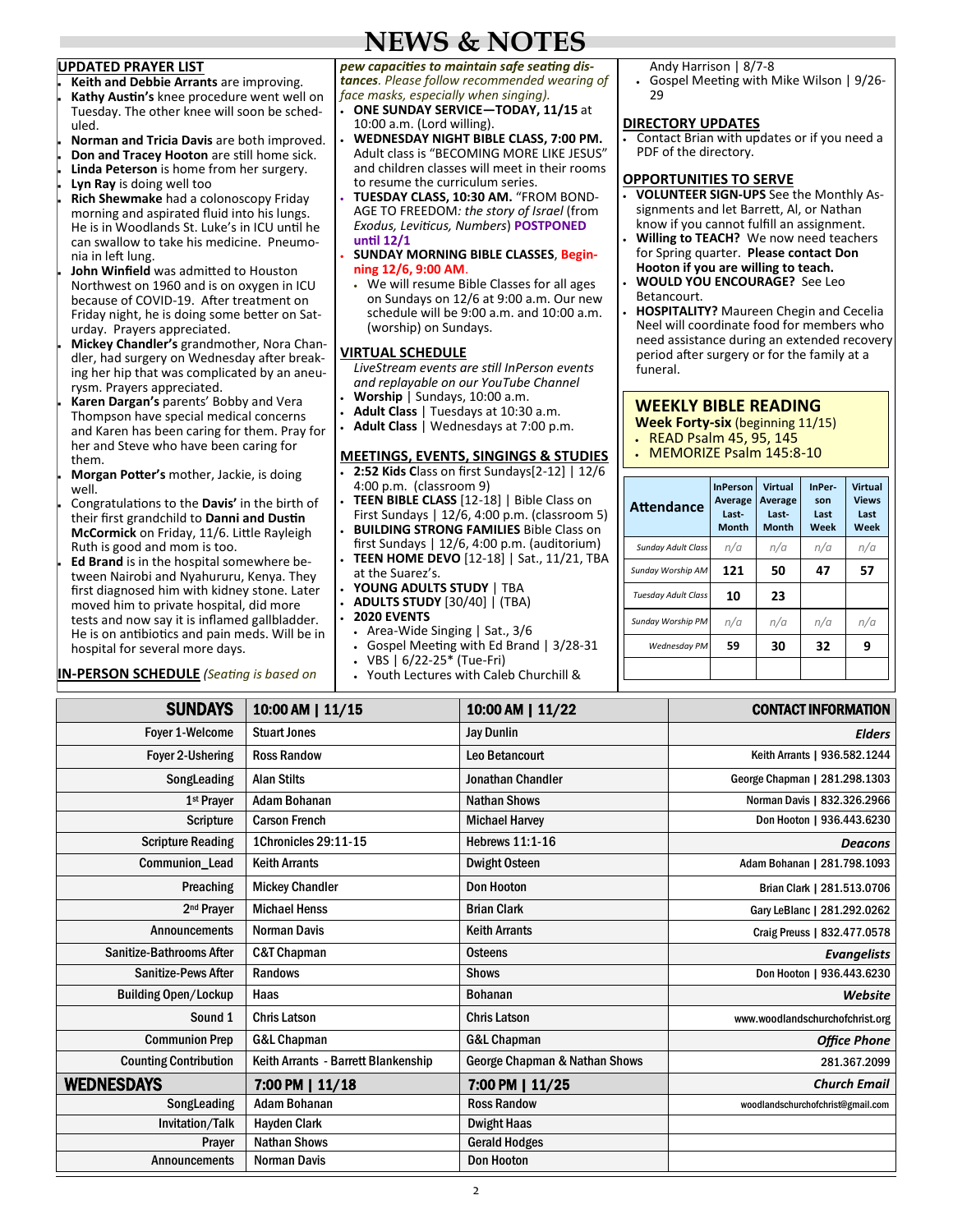# NEWS & NOTES

## UPDATED PRAYER LIST

- **Keith and Debbie Arrants** are improving.
- **Kathy Austin's** knee procedure went well on Tuesday. The other knee will soon be scheduled.
- **Norman and Tricia Davis** are both improved.
- **Don and Tracey Hooton** are still home sick.
- **Linda Peterson** is home from her surgery.
- **Lyn Ray** is doing well too
- **Rich Shewmake** had a colonoscopy Friday morning and aspirated fluid into his lungs. He is in Woodlands St. Luke's in ICU until he can swallow to take his medicine. Pneumonia in left lung.
- **John Winfield** was admitted to Houston Northwest on 1960 and is on oxygen in ICU because of COVID-19. After treatment on Friday night, he is doing some better on Saturday. Prayers appreciated.
- **Mickey Chandler's** grandmother, Nora Chandler, had surgery on Wednesday after breaking her hip that was complicated by an aneurysm. Prayers appreciated.
- **Karen Dargan's** parents' Bobby and Vera Thompson have special medical concerns and Karen has been caring for them. Pray for her and Steve who have been caring for them.
- **Morgan Potter's** mother, Jackie, is doing well.
- Congratulations to the **Davis'** in the birth of their first grandchild to **Danni and Dustin McCormick** on Friday, 11/6. Little Rayleigh Ruth is good and mom is too.
- **Ed Brand** is in the hospital somewhere between Nairobi and Nyahururu, Kenya. They first diagnosed him with kidney stone. Later moved him to private hospital, did more tests and now say it is inflamed gallbladder. He is on antibiotics and pain meds. Will be in hospital for several more days.

## IN-PERSON SCHEDULE

*(Seating is based on **pew capacities to maintain safe seating distances**. Please follow recommended wearing of face masks, especially when singing).*

- **ONE SUNDAY SERVICE—TODAY, 11/15** at 10:00 a.m. (Lord willing).
- **WEDNESDAY NIGHT BIBLE CLASS, 7:00 PM.** Adult class is "BECOMING MORE LIKE JESUS" and children classes will meet in their rooms to resume the curriculum series.
- **TUESDAY CLASS, 10:30 AM.** "FROM BONDAGE TO FREEDOM: *the story of Israel* (from *Exodus, Leviticus, Numbers*) **POSTPONED until 12/1**
- **SUNDAY MORNING BIBLE CLASSES**, **Beginning 12/6, 9:00 AM**.
  - We will resume Bible Classes for all ages on Sundays on 12/6 at 9:00 a.m. Our new schedule will be 9:00 a.m. and 10:00 a.m. (worship) on Sundays.

## VIRTUAL SCHEDULE

*LiveStream events are still InPerson events and replayable on our YouTube Channel*

- **Worship** | Sundays, 10:00 a.m.
- **Adult Class** | Tuesdays at 10:30 a.m.
- **Adult Class** | Wednesdays at 7:00 p.m.

## MEETINGS, EVENTS, SINGINGS & STUDIES

- **2:52 Kids C**lass on first Sundays[2-12] | 12/6 4:00 p.m. (classroom 9)
- **TEEN BIBLE CLASS** [12-18] | Bible Class on First Sundays | 12/6, 4:00 p.m. (classroom 5)
- **BUILDING STRONG FAMILIES** Bible Class on first Sundays | 12/6, 4:00 p.m. (auditorium)
- **TEEN HOME DEVO** [12-18] | Sat., 11/21, TBA at the Suarez's.
- **YOUNG ADULTS STUDY** | TBA
- **ADULTS STUDY** [30/40] | (TBA)
- **2020 EVENTS**
  - Area-Wide Singing | Sat., 3/6
  - Gospel Meeting with Ed Brand | 3/28-31
  - VBS | 6/22-25* (Tue-Fri)
  - Youth Lectures with Caleb Churchill & Andy Harrison | 8/7-8
  - Gospel Meeting with Mike Wilson | 9/26-29

## DIRECTORY UPDATES

- Contact Brian with updates or if you need a PDF of the directory.

## OPPORTUNITIES TO SERVE

- **VOLUNTEER SIGN-UPS** See the Monthly Assignments and let Barrett, Al, or Nathan know if you cannot fulfill an assignment.
- **Willing to TEACH?** We now need teachers for Spring quarter. **Please contact Don Hooton if you are willing to teach.**
- **WOULD YOU ENCOURAGE?** See Leo Betancourt.
- **HOSPITALITY?** Maureen Chegin and Cecelia Neel will coordinate food for members who need assistance during an extended recovery period after surgery or for the family at a funeral.

## WEEKLY BIBLE READING

**Week Forty-six** (beginning 11/15)

- READ Psalm 45, 95, 145
- MEMORIZE Psalm 145:8-10

| Attendance | InPerson Average Last-Month | Virtual Average Last-Month | InPerson Last Week | Virtual Views Last Week |
|---|---|---|---|---|
| *Sunday Adult Class* | *n/a* | *n/a* | *n/a* | *n/a* |
| *Sunday Worship AM* | **121** | **50** | **47** | **57** |
| *Tuesday Adult Class* | **10** | **23** | | |
| *Sunday Worship PM* | *n/a* | *n/a* | *n/a* | *n/a* |
| *Wednesday PM* | **59** | **30** | **32** | **9** |

| SUNDAYS | 10:00 AM \| 11/15 | 10:00 AM \| 11/22 | CONTACT INFORMATION |
|---|---|---|---|
| Foyer 1-Welcome | Stuart Jones | Jay Dunlin | ***Elders*** |
| Foyer 2-Ushering | Ross Randow | Leo Betancourt | Keith Arrants \| 936.582.1244 |
| SongLeading | Alan Stilts | Jonathan Chandler | George Chapman \| 281.298.1303 |
| 1st Prayer | Adam Bohanan | Nathan Shows | Norman Davis \| 832.326.2966 |
| Scripture | Carson French | Michael Harvey | Don Hooton \| 936.443.6230 |
| Scripture Reading | 1Chronicles 29:11-15 | Hebrews 11:1-16 | ***Deacons*** |
| Communion_Lead | Keith Arrants | Dwight Osteen | Adam Bohanan \| 281.798.1093 |
| Preaching | Mickey Chandler | Don Hooton | Brian Clark \| 281.513.0706 |
| 2nd Prayer | Michael Henss | Brian Clark | Gary LeBlanc \| 281.292.0262 |
| Announcements | Norman Davis | Keith Arrants | Craig Preuss \| 832.477.0578 |
| Sanitize-Bathrooms After | C&T Chapman | Osteens | ***Evangelists*** |
| Sanitize-Pews After | Randows | Shows | Don Hooton \| 936.443.6230 |
| Building Open/Lockup | Haas | Bohanan | ***Website*** |
| Sound 1 | Chris Latson | Chris Latson | www.woodlandschurchofchrist.org |
| Communion Prep | G&L Chapman | G&L Chapman | ***Office Phone*** |
| Counting Contribution | Keith Arrants - Barrett Blankenship | George Chapman & Nathan Shows | 281.367.2099 |
| **WEDNESDAYS** | **7:00 PM \| 11/18** | **7:00 PM \| 11/25** | ***Church Email*** |
| SongLeading | Adam Bohanan | Ross Randow | woodlandschurchofchrist@gmail.com |
| Invitation/Talk | Hayden Clark | Dwight Haas | |
| Prayer | Nathan Shows | Gerald Hodges | |
| Announcements | Norman Davis | Don Hooton | |